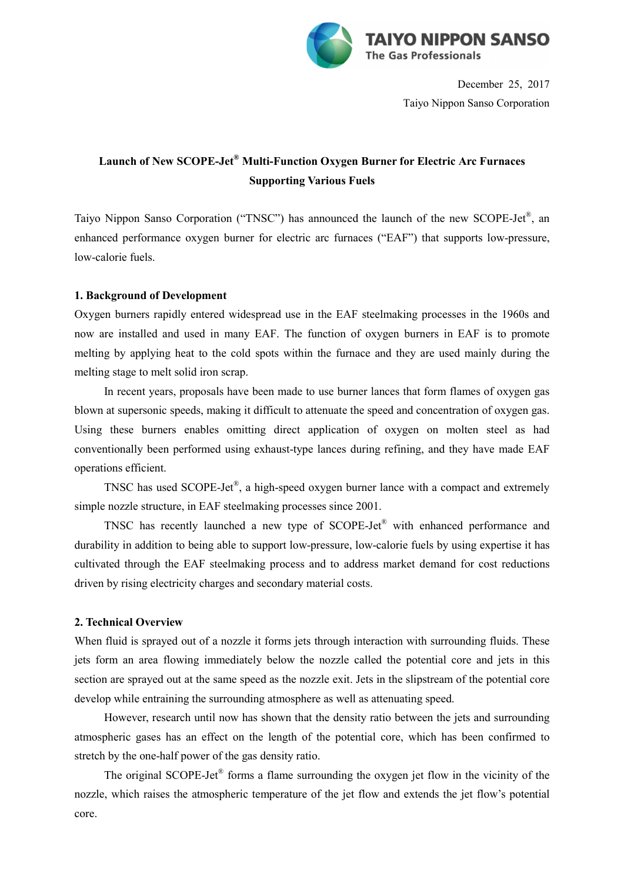December 25, 2017

Taiyo Nippon Sanso Corporation

# Launch of New SCOPE-Jet® Multi-Function Oxygen Burner for Electric Arc Furnaces Supporting Various Fuels

Taiyo Nippon Sanso Corporation ("TNSC") has announced the launch of the new SCOPE-Jet®, an enhanced performance oxygen burner for electric arc furnaces ("EAF") that supports low-pressure, low-calorie fuels.

## 1. Background of Development

Oxygen burners rapidly entered widespread use in the EAF steelmaking processes in the 1960s and now are installed and used in many EAF. The function of oxygen burners in EAF is to promote melting by applying heat to the cold spots within the furnace and they are used mainly during the melting stage to melt solid iron scrap.

In recent years, proposals have been made to use burner lances that form flames of oxygen gas blown at supersonic speeds, making it difficult to attenuate the speed and concentration of oxygen gas. Using these burners enables omitting direct application of oxygen on molten steel as had conventionally been performed using exhaust-type lances during refining, and they have made EAF operations efficient.

TNSC has used SCOPE-Jet®, a high-speed oxygen burner lance with a compact and extremely simple nozzle structure, in EAF steelmaking processes since 2001.

TNSC has recently launched a new type of SCOPE-Jet® with enhanced performance and durability in addition to being able to support low-pressure, low-calorie fuels by using expertise it has cultivated through the EAF steelmaking process and to address market demand for cost reductions driven by rising electricity charges and secondary material costs.

## 2. Technical Overview

When fluid is sprayed out of a nozzle it forms jets through interaction with surrounding fluids. These jets form an area flowing immediately below the nozzle called the potential core and jets in this section are sprayed out at the same speed as the nozzle exit. Jets in the slipstream of the potential core develop while entraining the surrounding atmosphere as well as attenuating speed.

However, research until now has shown that the density ratio between the jets and surrounding atmospheric gases has an effect on the length of the potential core, which has been confirmed to stretch by the one-half power of the gas density ratio.

The original SCOPE-Jet® forms a flame surrounding the oxygen jet flow in the vicinity of the nozzle, which raises the atmospheric temperature of the jet flow and extends the jet flow's potential core.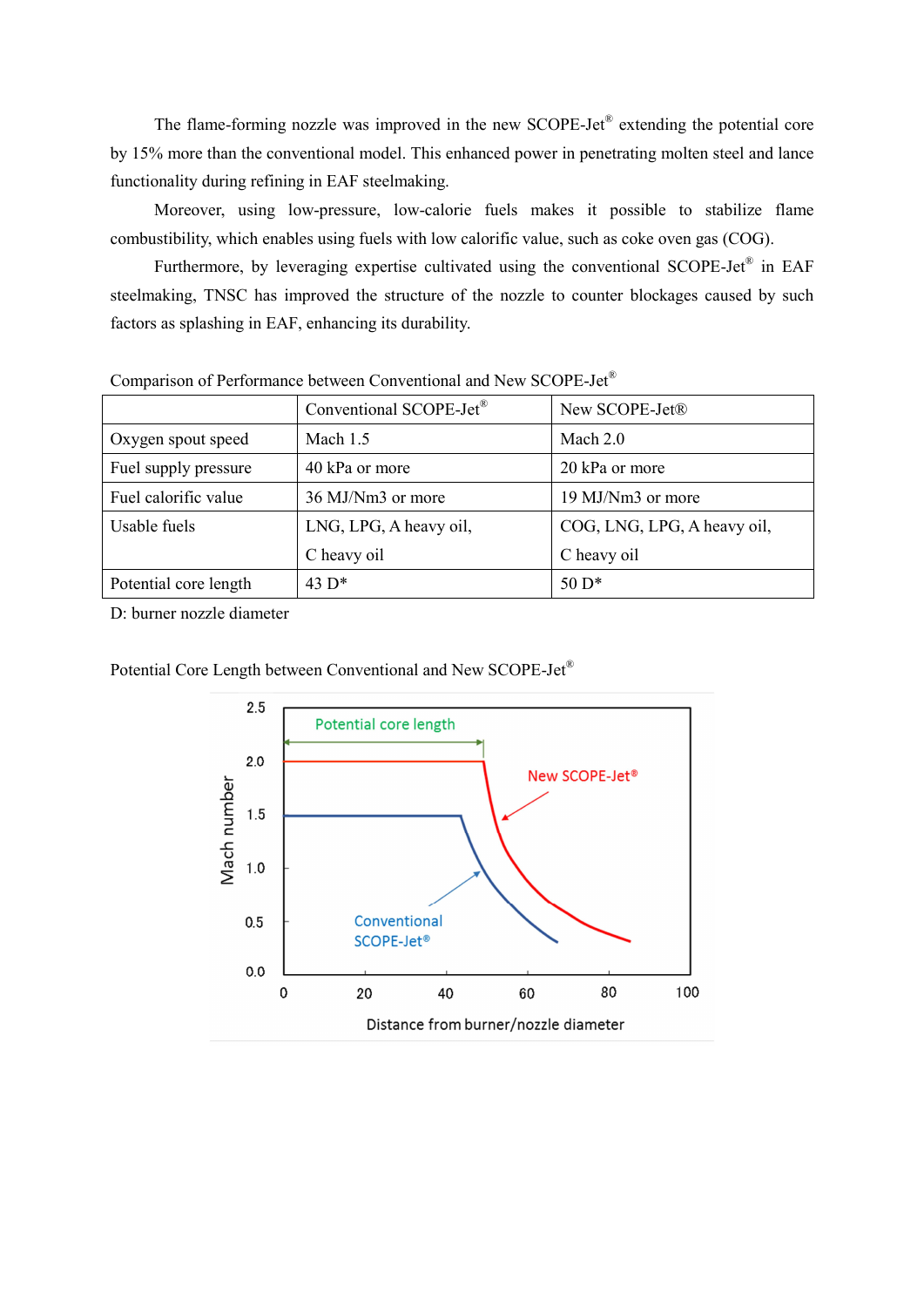The flame-forming nozzle was improved in the new SCOPE-Jet® extending the potential core by 15% more than the conventional model. This enhanced power in penetrating molten steel and lance functionality during refining in EAF steelmaking.

Moreover, using low-pressure, low-calorie fuels makes it possible to stabilize flame combustibility, which enables using fuels with low calorific value, such as coke oven gas (COG).

Furthermore, by leveraging expertise cultivated using the conventional SCOPE-Jet® in EAF steelmaking, TNSC has improved the structure of the nozzle to counter blockages caused by such factors as splashing in EAF, enhancing its durability.

Comparison of Performance between Conventional and New SCOPE-Jet®

| | Conventional SCOPE-Jet® | New SCOPE-Jet® |
|---|---|---|
| Oxygen spout speed | Mach 1.5 | Mach 2.0 |
| Fuel supply pressure | 40 kPa or more | 20 kPa or more |
| Fuel calorific value | 36 MJ/Nm3 or more | 19 MJ/Nm3 or more |
| Usable fuels | LNG, LPG, A heavy oil, C heavy oil | COG, LNG, LPG, A heavy oil, C heavy oil |
| Potential core length | 43 D* | 50 D* |

D: burner nozzle diameter

Potential Core Length between Conventional and New SCOPE-Jet®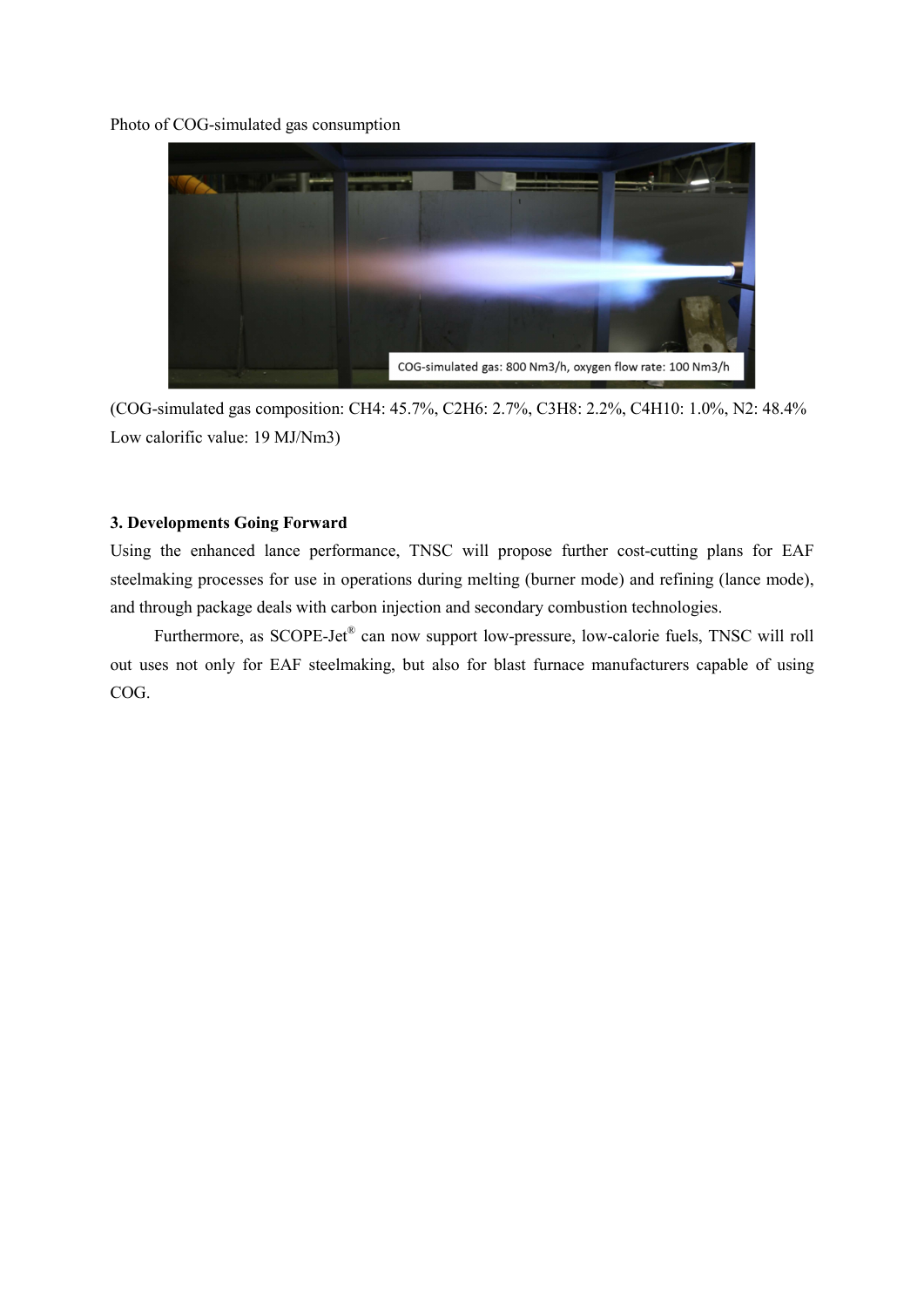Photo of COG-simulated gas consumption

COG-simulated gas: 800 Nm3/h, oxygen flow rate: 100 Nm3/h

(COG-simulated gas composition: $CH_4$: 45.7%, $C_2H_6$: 2.7%, $C_3H_8$: 2.2%, $C_4H_{10}$: 1.0%, $N_2$: 48.4%
Low calorific value: 19 MJ/Nm3)

### 3. Developments Going Forward

Using the enhanced lance performance, TNSC will propose further cost-cutting plans for EAF steelmaking processes for use in operations during melting (burner mode) and refining (lance mode), and through package deals with carbon injection and secondary combustion technologies.

Furthermore, as SCOPE-Jet® can now support low-pressure, low-calorie fuels, TNSC will roll out uses not only for EAF steelmaking, but also for blast furnace manufacturers capable of using COG.